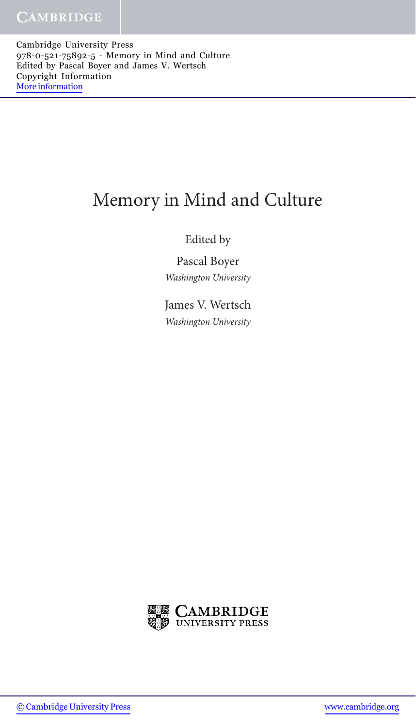Cambridge University Press
978-0-521-75892-5 - Memory in Mind and Culture
Edited by Pascal Boyer and James V. Wertsch
Copyright Information
More information

# Memory in Mind and Culture

Edited by

Pascal Boyer
*Washington University*

James V. Wertsch
*Washington University*

CAMBRIDGE
UNIVERSITY PRESS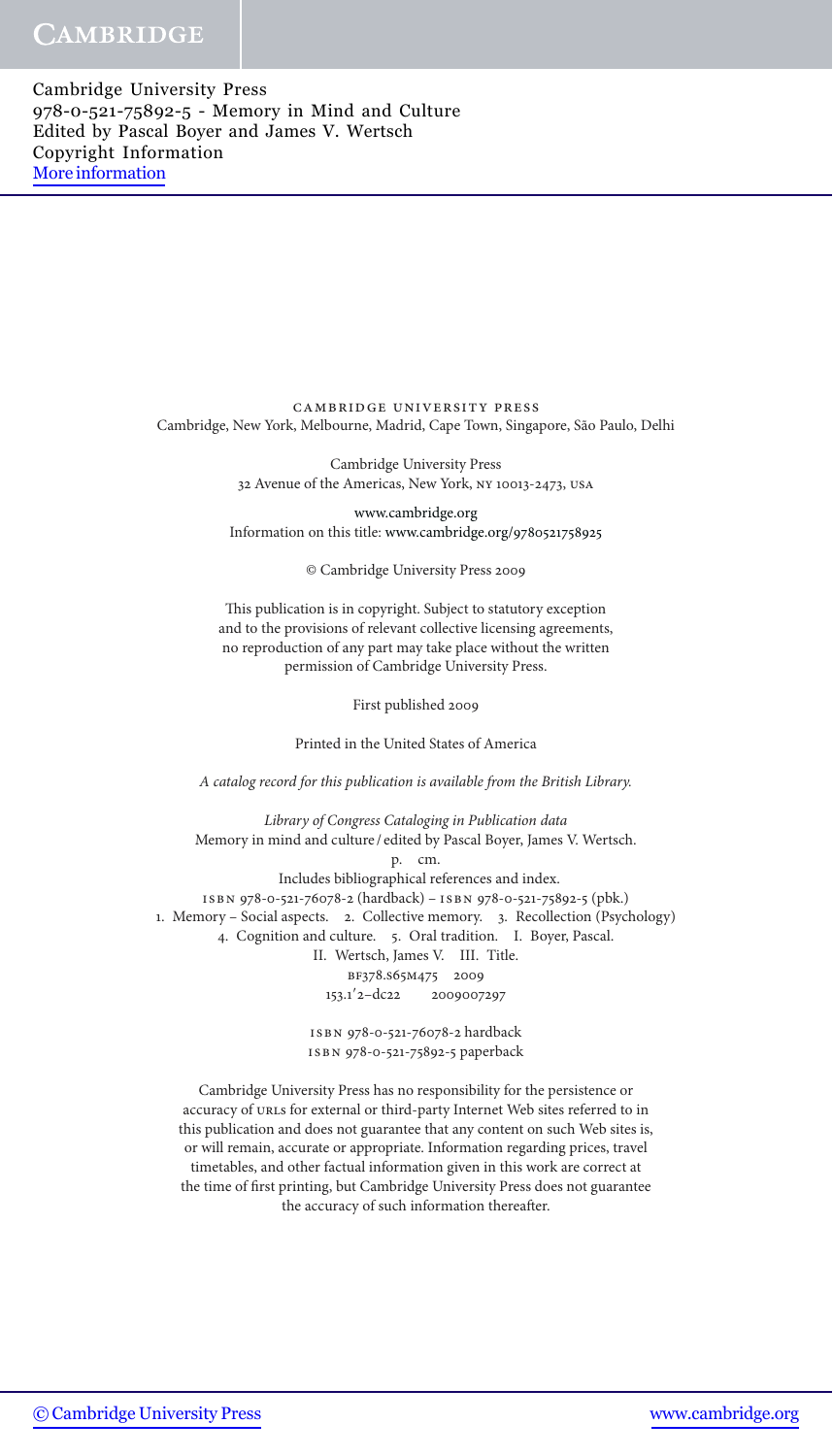Cambridge University Press
978-0-521-75892-5 - Memory in Mind and Culture
Edited by Pascal Boyer and James V. Wertsch
Copyright Information
More information

CAMBRIDGE UNIVERSITY PRESS
Cambridge, New York, Melbourne, Madrid, Cape Town, Singapore, São Paulo, Delhi

Cambridge University Press
32 Avenue of the Americas, New York, NY 10013-2473, USA

www.cambridge.org
Information on this title: www.cambridge.org/9780521758925

© Cambridge University Press 2009

This publication is in copyright. Subject to statutory exception
and to the provisions of relevant collective licensing agreements,
no reproduction of any part may take place without the written
permission of Cambridge University Press.

First published 2009

Printed in the United States of America

*A catalog record for this publication is available from the British Library.*

*Library of Congress Cataloging in Publication data*
Memory in mind and culture / edited by Pascal Boyer, James V. Wertsch.
p. cm.
Includes bibliographical references and index.
ISBN 978-0-521-76078-2 (hardback) – ISBN 978-0-521-75892-5 (pbk.)
1. Memory – Social aspects. 2. Collective memory. 3. Recollection (Psychology)
4. Cognition and culture. 5. Oral tradition. I. Boyer, Pascal.
II. Wertsch, James V. III. Title.
BF378.S65M475 2009
153.1′2–dc22 2009007297

ISBN 978-0-521-76078-2 hardback
ISBN 978-0-521-75892-5 paperback

Cambridge University Press has no responsibility for the persistence or
accuracy of URLs for external or third-party Internet Web sites referred to in
this publication and does not guarantee that any content on such Web sites is,
or will remain, accurate or appropriate. Information regarding prices, travel
timetables, and other factual information given in this work are correct at
the time of first printing, but Cambridge University Press does not guarantee
the accuracy of such information thereafter.